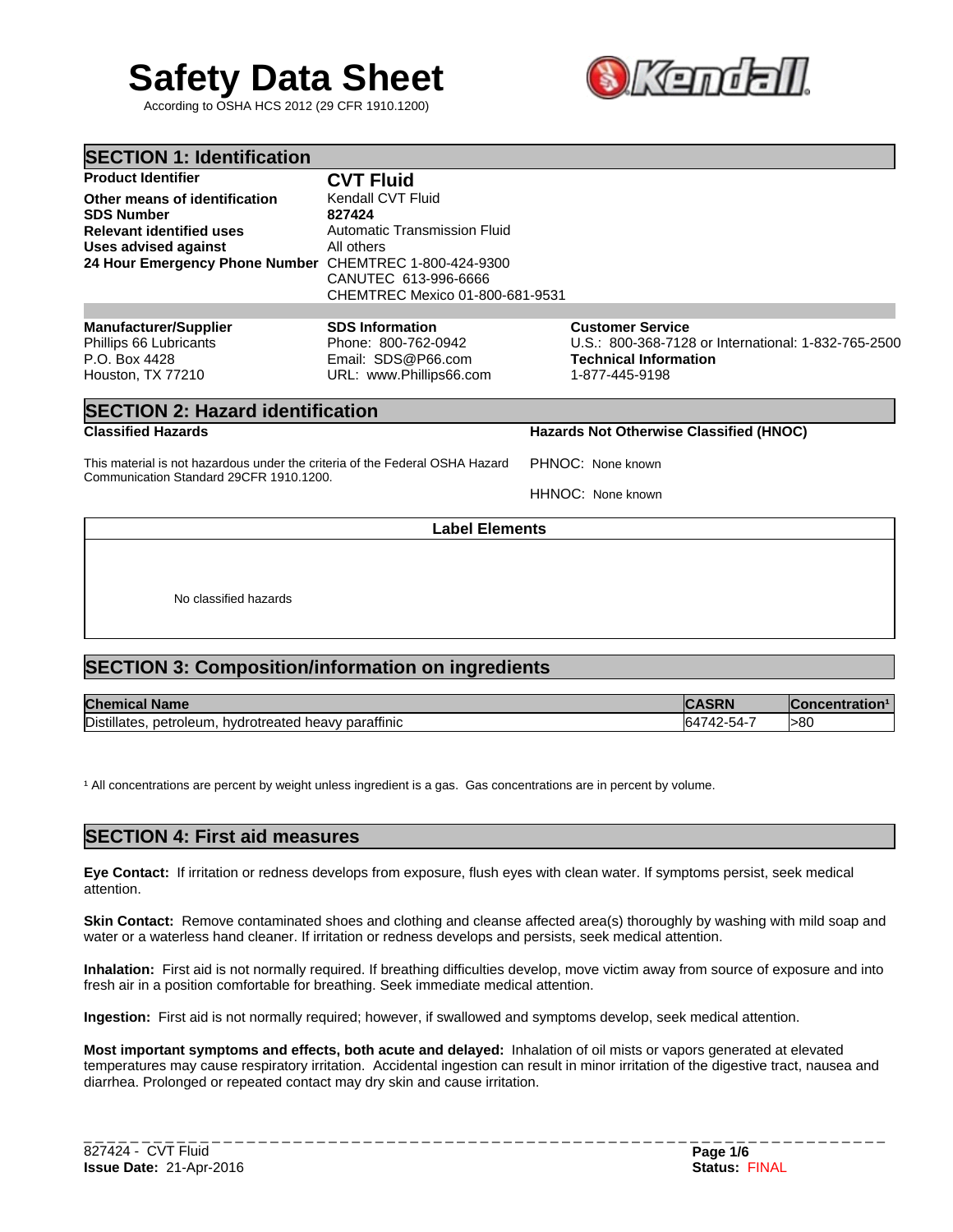# Safety Data Sheet

According to OSHA HCS 2012 (29 CFR 1910.1200)

## SECTION 1: Identification

**Product Identifier** **CVT Fluid**

**Other means of identification** Kendall CVT Fluid

**SDS Number** **827424**

**Relevant identified uses** Automatic Transmission Fluid

**Uses advised against** All others

**24 Hour Emergency Phone Number** CHEMTREC 1-800-424-9300
CANUTEC 613-996-6666
CHEMTREC Mexico 01-800-681-9531

**Manufacturer/Supplier**
Phillips 66 Lubricants
P.O. Box 4428
Houston, TX 77210

**SDS Information**
Phone: 800-762-0942
Email: SDS@P66.com
URL: www.Phillips66.com

**Customer Service**
U.S.: 800-368-7128 or International: 1-832-765-2500

**Technical Information**
1-877-445-9198

## SECTION 2: Hazard identification

**Classified Hazards**

This material is not hazardous under the criteria of the Federal OSHA Hazard Communication Standard 29CFR 1910.1200.

**Hazards Not Otherwise Classified (HNOC)**

PHNOC: None known

HHNOC: None known

**Label Elements**

No classified hazards

## SECTION 3: Composition/information on ingredients

| Chemical Name | CASRN | Concentration[1] |
|---|---|---|
| Distillates, petroleum, hydrotreated heavy paraffinic | 64742-54-7 | >80 |

[1] All concentrations are percent by weight unless ingredient is a gas. Gas concentrations are in percent by volume.

## SECTION 4: First aid measures

**Eye Contact:** If irritation or redness develops from exposure, flush eyes with clean water. If symptoms persist, seek medical attention.

**Skin Contact:** Remove contaminated shoes and clothing and cleanse affected area(s) thoroughly by washing with mild soap and water or a waterless hand cleaner. If irritation or redness develops and persists, seek medical attention.

**Inhalation:** First aid is not normally required. If breathing difficulties develop, move victim away from source of exposure and into fresh air in a position comfortable for breathing. Seek immediate medical attention.

**Ingestion:** First aid is not normally required; however, if swallowed and symptoms develop, seek medical attention.

**Most important symptoms and effects, both acute and delayed:** Inhalation of oil mists or vapors generated at elevated temperatures may cause respiratory irritation. Accidental ingestion can result in minor irritation of the digestive tract, nausea and diarrhea. Prolonged or repeated contact may dry skin and cause irritation.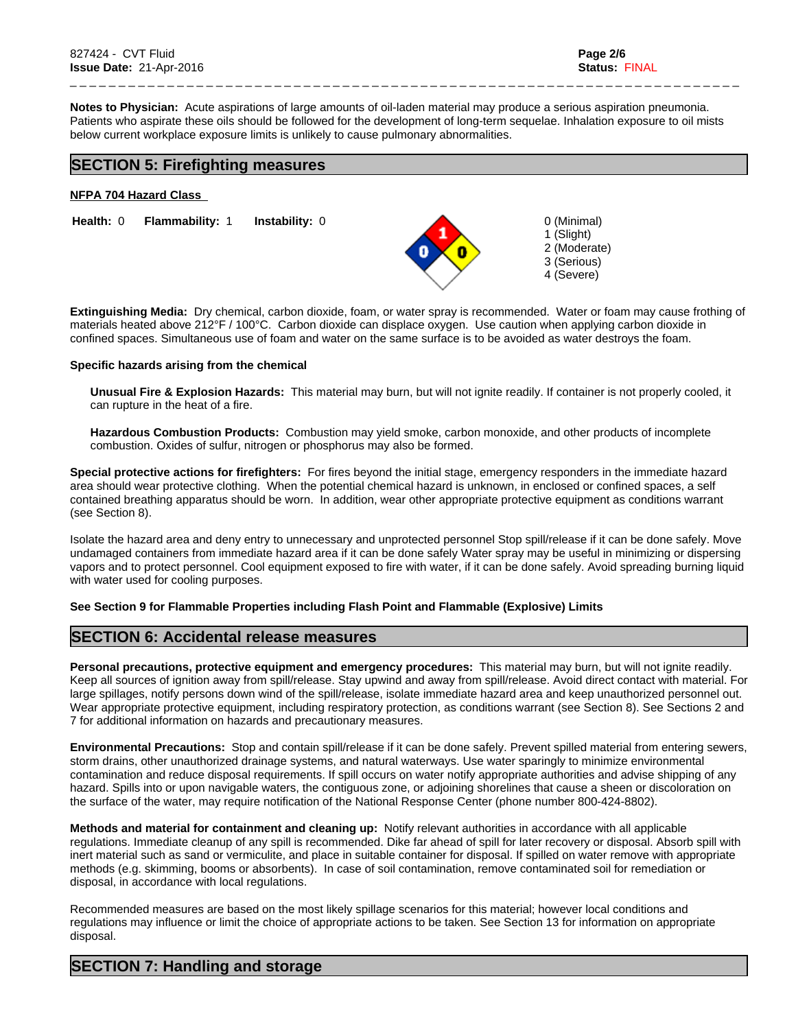**Notes to Physician:** Acute aspirations of large amounts of oil-laden material may produce a serious aspiration pneumonia. Patients who aspirate these oils should be followed for the development of long-term sequelae. Inhalation exposure to oil mists below current workplace exposure limits is unlikely to cause pulmonary abnormalities.

## SECTION 5: Firefighting measures

**NFPA 704 Hazard Class**

**Health:** 0 **Flammability:** 1 **Instability:** 0

0 (Minimal)
1 (Slight)
2 (Moderate)
3 (Serious)
4 (Severe)

**Extinguishing Media:** Dry chemical, carbon dioxide, foam, or water spray is recommended. Water or foam may cause frothing of materials heated above 212°F / 100°C. Carbon dioxide can displace oxygen. Use caution when applying carbon dioxide in confined spaces. Simultaneous use of foam and water on the same surface is to be avoided as water destroys the foam.

**Specific hazards arising from the chemical**

**Unusual Fire & Explosion Hazards:** This material may burn, but will not ignite readily. If container is not properly cooled, it can rupture in the heat of a fire.

**Hazardous Combustion Products:** Combustion may yield smoke, carbon monoxide, and other products of incomplete combustion. Oxides of sulfur, nitrogen or phosphorus may also be formed.

**Special protective actions for firefighters:** For fires beyond the initial stage, emergency responders in the immediate hazard area should wear protective clothing. When the potential chemical hazard is unknown, in enclosed or confined spaces, a self contained breathing apparatus should be worn. In addition, wear other appropriate protective equipment as conditions warrant (see Section 8).

Isolate the hazard area and deny entry to unnecessary and unprotected personnel Stop spill/release if it can be done safely. Move undamaged containers from immediate hazard area if it can be done safely Water spray may be useful in minimizing or dispersing vapors and to protect personnel. Cool equipment exposed to fire with water, if it can be done safely. Avoid spreading burning liquid with water used for cooling purposes.

**See Section 9 for Flammable Properties including Flash Point and Flammable (Explosive) Limits**

## SECTION 6: Accidental release measures

**Personal precautions, protective equipment and emergency procedures:** This material may burn, but will not ignite readily. Keep all sources of ignition away from spill/release. Stay upwind and away from spill/release. Avoid direct contact with material. For large spillages, notify persons down wind of the spill/release, isolate immediate hazard area and keep unauthorized personnel out. Wear appropriate protective equipment, including respiratory protection, as conditions warrant (see Section 8). See Sections 2 and 7 for additional information on hazards and precautionary measures.

**Environmental Precautions:** Stop and contain spill/release if it can be done safely. Prevent spilled material from entering sewers, storm drains, other unauthorized drainage systems, and natural waterways. Use water sparingly to minimize environmental contamination and reduce disposal requirements. If spill occurs on water notify appropriate authorities and advise shipping of any hazard. Spills into or upon navigable waters, the contiguous zone, or adjoining shorelines that cause a sheen or discoloration on the surface of the water, may require notification of the National Response Center (phone number 800-424-8802).

**Methods and material for containment and cleaning up:** Notify relevant authorities in accordance with all applicable regulations. Immediate cleanup of any spill is recommended. Dike far ahead of spill for later recovery or disposal. Absorb spill with inert material such as sand or vermiculite, and place in suitable container for disposal. If spilled on water remove with appropriate methods (e.g. skimming, booms or absorbents). In case of soil contamination, remove contaminated soil for remediation or disposal, in accordance with local regulations.

Recommended measures are based on the most likely spillage scenarios for this material; however local conditions and regulations may influence or limit the choice of appropriate actions to be taken. See Section 13 for information on appropriate disposal.

## SECTION 7: Handling and storage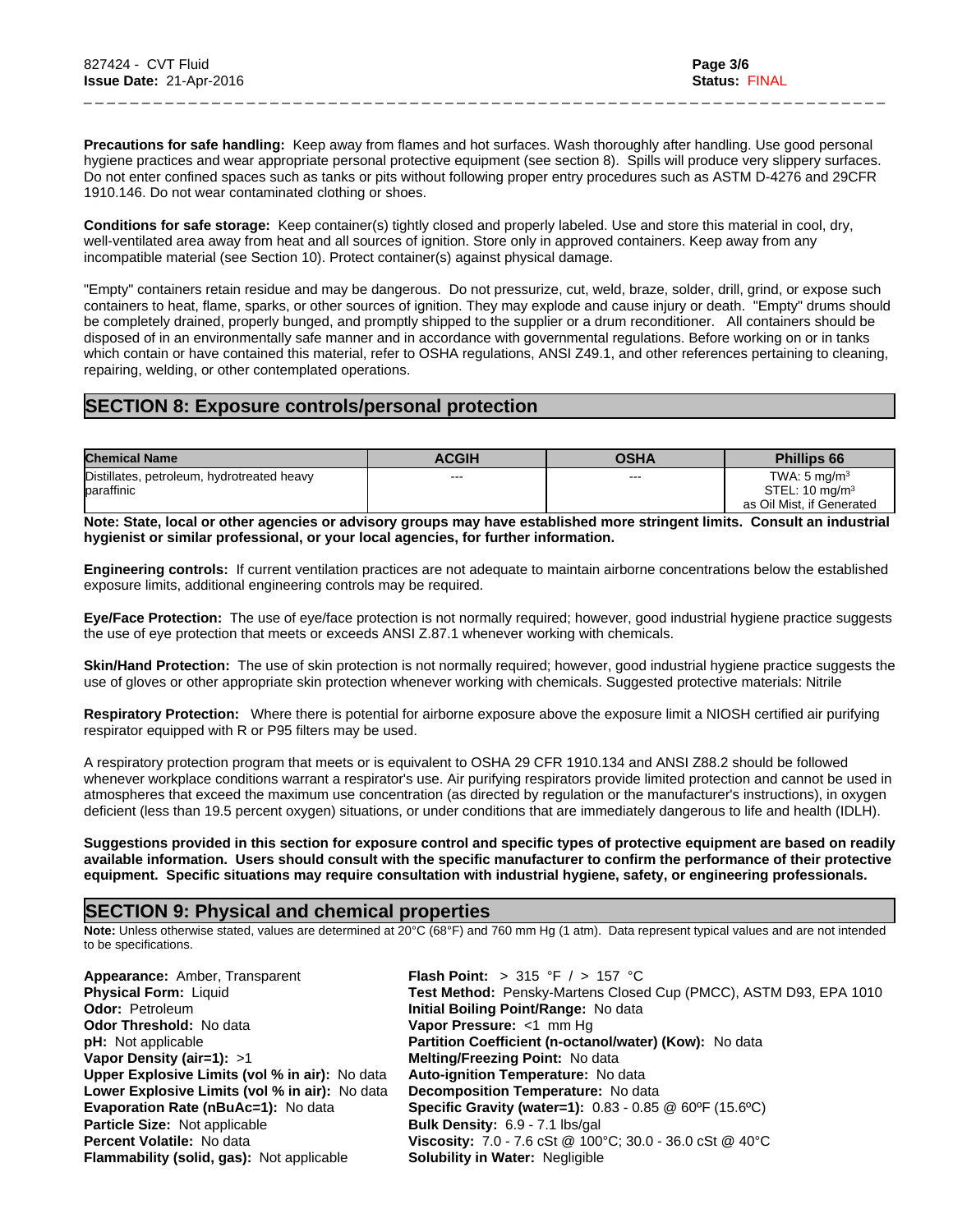**Precautions for safe handling:** Keep away from flames and hot surfaces. Wash thoroughly after handling. Use good personal hygiene practices and wear appropriate personal protective equipment (see section 8). Spills will produce very slippery surfaces. Do not enter confined spaces such as tanks or pits without following proper entry procedures such as ASTM D-4276 and 29CFR 1910.146. Do not wear contaminated clothing or shoes.

**Conditions for safe storage:** Keep container(s) tightly closed and properly labeled. Use and store this material in cool, dry, well-ventilated area away from heat and all sources of ignition. Store only in approved containers. Keep away from any incompatible material (see Section 10). Protect container(s) against physical damage.

"Empty" containers retain residue and may be dangerous. Do not pressurize, cut, weld, braze, solder, drill, grind, or expose such containers to heat, flame, sparks, or other sources of ignition. They may explode and cause injury or death. "Empty" drums should be completely drained, properly bunged, and promptly shipped to the supplier or a drum reconditioner. All containers should be disposed of in an environmentally safe manner and in accordance with governmental regulations. Before working on or in tanks which contain or have contained this material, refer to OSHA regulations, ANSI Z49.1, and other references pertaining to cleaning, repairing, welding, or other contemplated operations.

## SECTION 8: Exposure controls/personal protection

| Chemical Name | ACGIH | OSHA | Phillips 66 |
|---|---|---|---|
| Distillates, petroleum, hydrotreated heavy paraffinic | --- | --- | TWA: 5 mg/m³<br>STEL: 10 mg/m³<br>as Oil Mist, if Generated |

**Note: State, local or other agencies or advisory groups may have established more stringent limits. Consult an industrial hygienist or similar professional, or your local agencies, for further information.**

**Engineering controls:** If current ventilation practices are not adequate to maintain airborne concentrations below the established exposure limits, additional engineering controls may be required.

**Eye/Face Protection:** The use of eye/face protection is not normally required; however, good industrial hygiene practice suggests the use of eye protection that meets or exceeds ANSI Z.87.1 whenever working with chemicals.

**Skin/Hand Protection:** The use of skin protection is not normally required; however, good industrial hygiene practice suggests the use of gloves or other appropriate skin protection whenever working with chemicals. Suggested protective materials: Nitrile

**Respiratory Protection:** Where there is potential for airborne exposure above the exposure limit a NIOSH certified air purifying respirator equipped with R or P95 filters may be used.

A respiratory protection program that meets or is equivalent to OSHA 29 CFR 1910.134 and ANSI Z88.2 should be followed whenever workplace conditions warrant a respirator's use. Air purifying respirators provide limited protection and cannot be used in atmospheres that exceed the maximum use concentration (as directed by regulation or the manufacturer's instructions), in oxygen deficient (less than 19.5 percent oxygen) situations, or under conditions that are immediately dangerous to life and health (IDLH).

**Suggestions provided in this section for exposure control and specific types of protective equipment are based on readily available information. Users should consult with the specific manufacturer to confirm the performance of their protective equipment. Specific situations may require consultation with industrial hygiene, safety, or engineering professionals.**

## SECTION 9: Physical and chemical properties

**Note:** Unless otherwise stated, values are determined at 20°C (68°F) and 760 mm Hg (1 atm). Data represent typical values and are not intended to be specifications.

**Appearance:** Amber, Transparent
**Physical Form:** Liquid
**Odor:** Petroleum
**Odor Threshold:** No data
**pH:** Not applicable
**Vapor Density (air=1):** >1
**Upper Explosive Limits (vol % in air):** No data
**Lower Explosive Limits (vol % in air):** No data
**Evaporation Rate (nBuAc=1):** No data
**Particle Size:** Not applicable
**Percent Volatile:** No data
**Flammability (solid, gas):** Not applicable

**Flash Point:** > 315 °F / > 157 °C
**Test Method:** Pensky-Martens Closed Cup (PMCC), ASTM D93, EPA 1010
**Initial Boiling Point/Range:** No data
**Vapor Pressure:** <1 mm Hg
**Partition Coefficient (n-octanol/water) (Kow):** No data
**Melting/Freezing Point:** No data
**Auto-ignition Temperature:** No data
**Decomposition Temperature:** No data
**Specific Gravity (water=1):** 0.83 - 0.85 @ 60ºF (15.6ºC)
**Bulk Density:** 6.9 - 7.1 lbs/gal
**Viscosity:** 7.0 - 7.6 cSt @ 100°C; 30.0 - 36.0 cSt @ 40°C
**Solubility in Water:** Negligible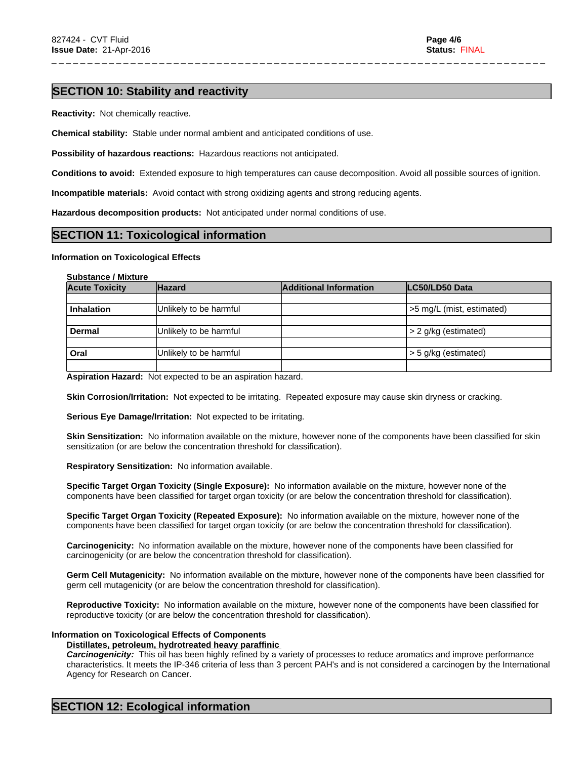## SECTION 10: Stability and reactivity

**Reactivity:** Not chemically reactive.

**Chemical stability:** Stable under normal ambient and anticipated conditions of use.

**Possibility of hazardous reactions:** Hazardous reactions not anticipated.

**Conditions to avoid:** Extended exposure to high temperatures can cause decomposition. Avoid all possible sources of ignition.

**Incompatible materials:** Avoid contact with strong oxidizing agents and strong reducing agents.

**Hazardous decomposition products:** Not anticipated under normal conditions of use.

## SECTION 11: Toxicological information

**Information on Toxicological Effects**

**Substance / Mixture**

| Acute Toxicity | Hazard | Additional Information | LC50/LD50 Data |
|---|---|---|---|
| **Inhalation** | Unlikely to be harmful | | >5 mg/L (mist, estimated) |
| **Dermal** | Unlikely to be harmful | | > 2 g/kg (estimated) |
| **Oral** | Unlikely to be harmful | | > 5 g/kg (estimated) |

**Aspiration Hazard:** Not expected to be an aspiration hazard.

**Skin Corrosion/Irritation:** Not expected to be irritating. Repeated exposure may cause skin dryness or cracking.

**Serious Eye Damage/Irritation:** Not expected to be irritating.

**Skin Sensitization:** No information available on the mixture, however none of the components have been classified for skin sensitization (or are below the concentration threshold for classification).

**Respiratory Sensitization:** No information available.

**Specific Target Organ Toxicity (Single Exposure):** No information available on the mixture, however none of the components have been classified for target organ toxicity (or are below the concentration threshold for classification).

**Specific Target Organ Toxicity (Repeated Exposure):** No information available on the mixture, however none of the components have been classified for target organ toxicity (or are below the concentration threshold for classification).

**Carcinogenicity:** No information available on the mixture, however none of the components have been classified for carcinogenicity (or are below the concentration threshold for classification).

**Germ Cell Mutagenicity:** No information available on the mixture, however none of the components have been classified for germ cell mutagenicity (or are below the concentration threshold for classification).

**Reproductive Toxicity:** No information available on the mixture, however none of the components have been classified for reproductive toxicity (or are below the concentration threshold for classification).

**Information on Toxicological Effects of Components**

**Distillates, petroleum, hydrotreated heavy paraffinic**

***Carcinogenicity:*** This oil has been highly refined by a variety of processes to reduce aromatics and improve performance characteristics. It meets the IP-346 criteria of less than 3 percent PAH's and is not considered a carcinogen by the International Agency for Research on Cancer.

## SECTION 12: Ecological information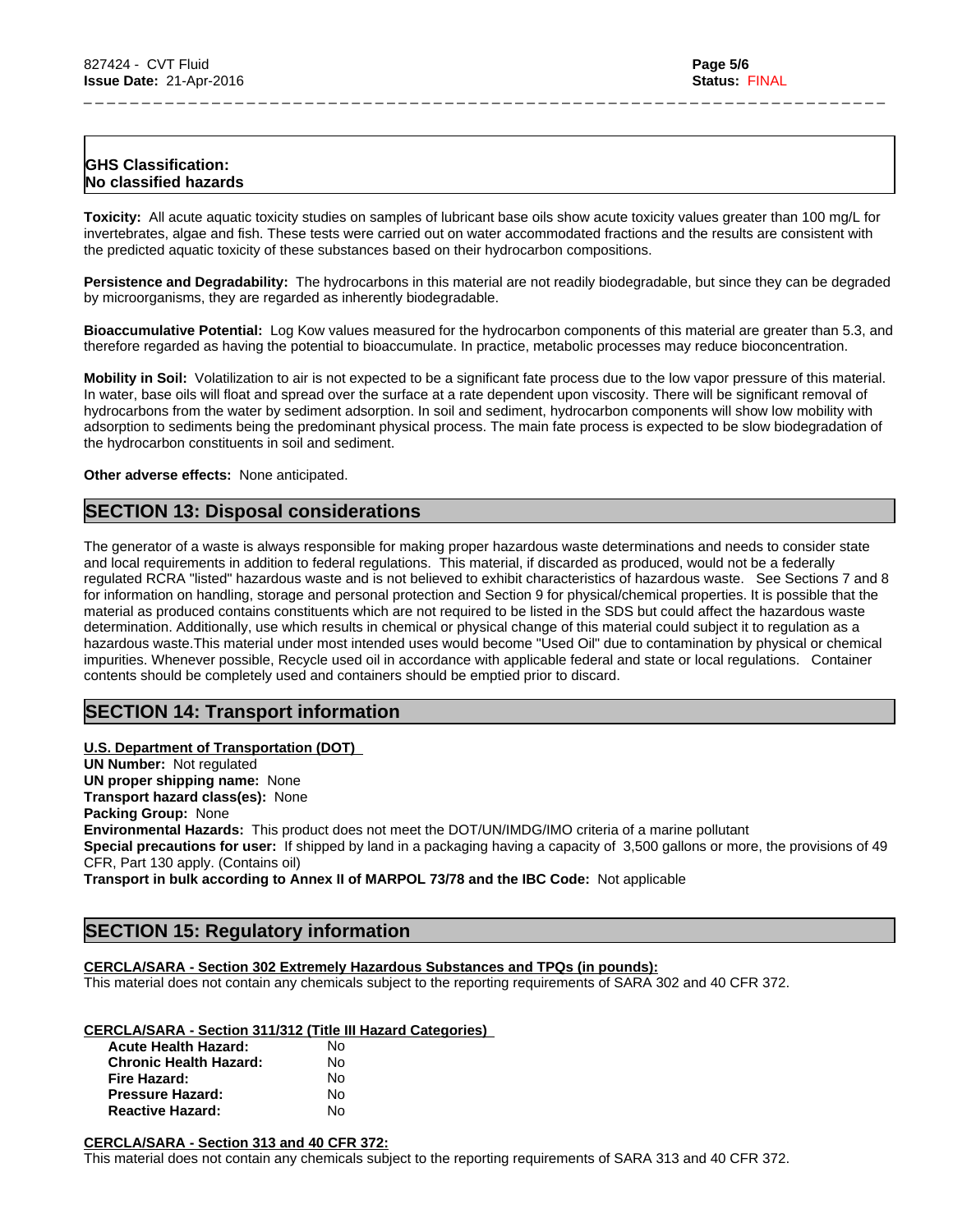**GHS Classification:**
**No classified hazards**

**Toxicity:** All acute aquatic toxicity studies on samples of lubricant base oils show acute toxicity values greater than 100 mg/L for invertebrates, algae and fish. These tests were carried out on water accommodated fractions and the results are consistent with the predicted aquatic toxicity of these substances based on their hydrocarbon compositions.

**Persistence and Degradability:** The hydrocarbons in this material are not readily biodegradable, but since they can be degraded by microorganisms, they are regarded as inherently biodegradable.

**Bioaccumulative Potential:** Log Kow values measured for the hydrocarbon components of this material are greater than 5.3, and therefore regarded as having the potential to bioaccumulate. In practice, metabolic processes may reduce bioconcentration.

**Mobility in Soil:** Volatilization to air is not expected to be a significant fate process due to the low vapor pressure of this material. In water, base oils will float and spread over the surface at a rate dependent upon viscosity. There will be significant removal of hydrocarbons from the water by sediment adsorption. In soil and sediment, hydrocarbon components will show low mobility with adsorption to sediments being the predominant physical process. The main fate process is expected to be slow biodegradation of the hydrocarbon constituents in soil and sediment.

**Other adverse effects:** None anticipated.

## SECTION 13: Disposal considerations

The generator of a waste is always responsible for making proper hazardous waste determinations and needs to consider state and local requirements in addition to federal regulations. This material, if discarded as produced, would not be a federally regulated RCRA "listed" hazardous waste and is not believed to exhibit characteristics of hazardous waste. See Sections 7 and 8 for information on handling, storage and personal protection and Section 9 for physical/chemical properties. It is possible that the material as produced contains constituents which are not required to be listed in the SDS but could affect the hazardous waste determination. Additionally, use which results in chemical or physical change of this material could subject it to regulation as a hazardous waste.This material under most intended uses would become "Used Oil" due to contamination by physical or chemical impurities. Whenever possible, Recycle used oil in accordance with applicable federal and state or local regulations. Container contents should be completely used and containers should be emptied prior to discard.

## SECTION 14: Transport information

**U.S. Department of Transportation (DOT)**

**UN Number:** Not regulated
**UN proper shipping name:** None
**Transport hazard class(es):** None
**Packing Group:** None
**Environmental Hazards:** This product does not meet the DOT/UN/IMDG/IMO criteria of a marine pollutant
**Special precautions for user:** If shipped by land in a packaging having a capacity of 3,500 gallons or more, the provisions of 49 CFR, Part 130 apply. (Contains oil)
**Transport in bulk according to Annex II of MARPOL 73/78 and the IBC Code:** Not applicable

## SECTION 15: Regulatory information

**CERCLA/SARA - Section 302 Extremely Hazardous Substances and TPQs (in pounds):**

This material does not contain any chemicals subject to the reporting requirements of SARA 302 and 40 CFR 372.

**CERCLA/SARA - Section 311/312 (Title III Hazard Categories)**

| | |
|---|---|
| **Acute Health Hazard:** | No |
| **Chronic Health Hazard:** | No |
| **Fire Hazard:** | No |
| **Pressure Hazard:** | No |
| **Reactive Hazard:** | No |

**CERCLA/SARA - Section 313 and 40 CFR 372:**

This material does not contain any chemicals subject to the reporting requirements of SARA 313 and 40 CFR 372.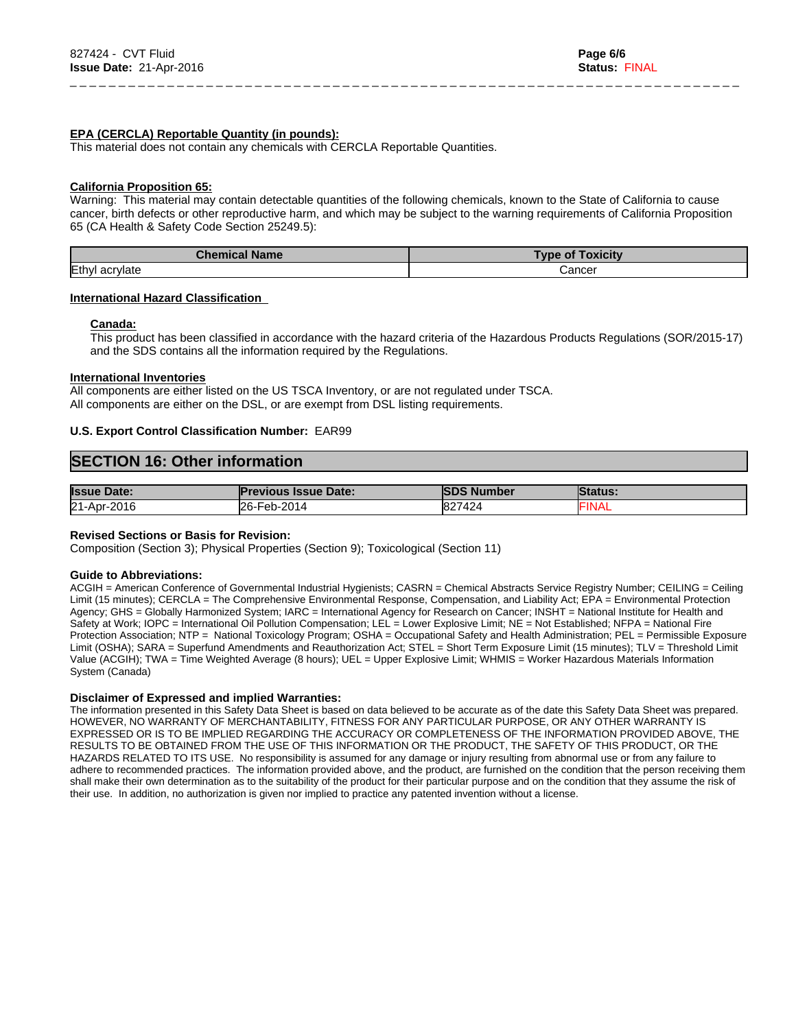**EPA (CERCLA) Reportable Quantity (in pounds):**

This material does not contain any chemicals with CERCLA Reportable Quantities.

**California Proposition 65:**

Warning: This material may contain detectable quantities of the following chemicals, known to the State of California to cause cancer, birth defects or other reproductive harm, and which may be subject to the warning requirements of California Proposition 65 (CA Health & Safety Code Section 25249.5):

| Chemical Name | Type of Toxicity |
|---|---|
| Ethyl acrylate | Cancer |

**International Hazard Classification**

**Canada:**

This product has been classified in accordance with the hazard criteria of the Hazardous Products Regulations (SOR/2015-17) and the SDS contains all the information required by the Regulations.

**International Inventories**

All components are either listed on the US TSCA Inventory, or are not regulated under TSCA.
All components are either on the DSL, or are exempt from DSL listing requirements.

**U.S. Export Control Classification Number:** EAR99

## SECTION 16: Other information

| Issue Date: | Previous Issue Date: | SDS Number | Status: |
|---|---|---|---|
| 21-Apr-2016 | 26-Feb-2014 | 827424 | FINAL |

**Revised Sections or Basis for Revision:**

Composition (Section 3); Physical Properties (Section 9); Toxicological (Section 11)

**Guide to Abbreviations:**

ACGIH = American Conference of Governmental Industrial Hygienists; CASRN = Chemical Abstracts Service Registry Number; CEILING = Ceiling Limit (15 minutes); CERCLA = The Comprehensive Environmental Response, Compensation, and Liability Act; EPA = Environmental Protection Agency; GHS = Globally Harmonized System; IARC = International Agency for Research on Cancer; INSHT = National Institute for Health and Safety at Work; IOPC = International Oil Pollution Compensation; LEL = Lower Explosive Limit; NE = Not Established; NFPA = National Fire Protection Association; NTP = National Toxicology Program; OSHA = Occupational Safety and Health Administration; PEL = Permissible Exposure Limit (OSHA); SARA = Superfund Amendments and Reauthorization Act; STEL = Short Term Exposure Limit (15 minutes); TLV = Threshold Limit Value (ACGIH); TWA = Time Weighted Average (8 hours); UEL = Upper Explosive Limit; WHMIS = Worker Hazardous Materials Information System (Canada)

**Disclaimer of Expressed and implied Warranties:**

The information presented in this Safety Data Sheet is based on data believed to be accurate as of the date this Safety Data Sheet was prepared. HOWEVER, NO WARRANTY OF MERCHANTABILITY, FITNESS FOR ANY PARTICULAR PURPOSE, OR ANY OTHER WARRANTY IS EXPRESSED OR IS TO BE IMPLIED REGARDING THE ACCURACY OR COMPLETENESS OF THE INFORMATION PROVIDED ABOVE, THE RESULTS TO BE OBTAINED FROM THE USE OF THIS INFORMATION OR THE PRODUCT, THE SAFETY OF THIS PRODUCT, OR THE HAZARDS RELATED TO ITS USE. No responsibility is assumed for any damage or injury resulting from abnormal use or from any failure to adhere to recommended practices. The information provided above, and the product, are furnished on the condition that the person receiving them shall make their own determination as to the suitability of the product for their particular purpose and on the condition that they assume the risk of their use. In addition, no authorization is given nor implied to practice any patented invention without a license.